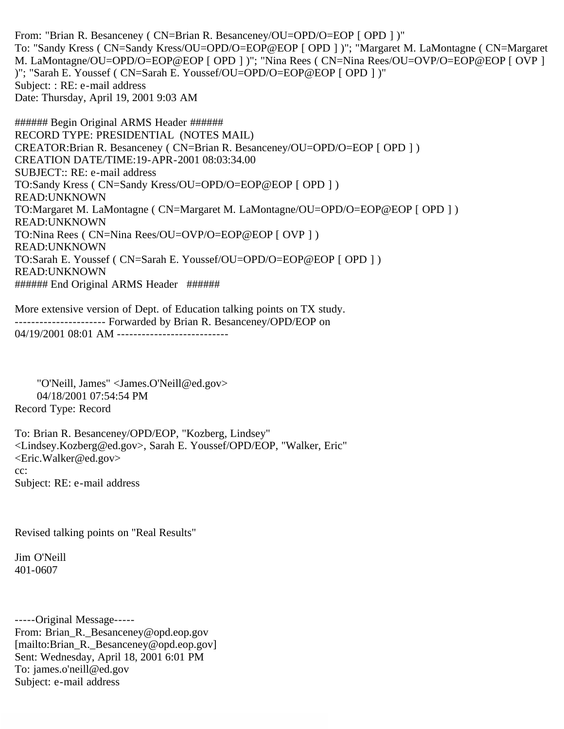From: "Brian R. Besanceney ( CN=Brian R. Besanceney/OU=OPD/O=EOP [ OPD ] )"
To: "Sandy Kress ( CN=Sandy Kress/OU=OPD/O=EOP@EOP [ OPD ] )"; "Margaret M. LaMontagne ( CN=Margaret M. LaMontagne/OU=OPD/O=EOP@EOP [ OPD ] )"; "Nina Rees ( CN=Nina Rees/OU=OVP/O=EOP@EOP [ OVP ] )"; "Sarah E. Youssef ( CN=Sarah E. Youssef/OU=OPD/O=EOP@EOP [ OPD ] )"
Subject: : RE: e-mail address
Date: Thursday, April 19, 2001 9:03 AM

###### Begin Original ARMS Header ######
RECORD TYPE: PRESIDENTIAL (NOTES MAIL)
CREATOR:Brian R. Besanceney ( CN=Brian R. Besanceney/OU=OPD/O=EOP [ OPD ] )
CREATION DATE/TIME:19-APR-2001 08:03:34.00
SUBJECT:: RE: e-mail address
TO:Sandy Kress ( CN=Sandy Kress/OU=OPD/O=EOP@EOP [ OPD ] )
READ:UNKNOWN
TO:Margaret M. LaMontagne ( CN=Margaret M. LaMontagne/OU=OPD/O=EOP@EOP [ OPD ] )
READ:UNKNOWN
TO:Nina Rees ( CN=Nina Rees/OU=OVP/O=EOP@EOP [ OVP ] )
READ:UNKNOWN
TO:Sarah E. Youssef ( CN=Sarah E. Youssef/OU=OPD/O=EOP@EOP [ OPD ] )
READ:UNKNOWN
###### End Original ARMS Header ######

More extensive version of Dept. of Education talking points on TX study.
---------------------- Forwarded by Brian R. Besanceney/OPD/EOP on 04/19/2001 08:01 AM ---------------------------

"O'Neill, James" <James.O'Neill@ed.gov>
04/18/2001 07:54:54 PM
Record Type: Record

To: Brian R. Besanceney/OPD/EOP, "Kozberg, Lindsey" <Lindsey.Kozberg@ed.gov>, Sarah E. Youssef/OPD/EOP, "Walker, Eric" <Eric.Walker@ed.gov>
cc:
Subject: RE: e-mail address

Revised talking points on "Real Results"

Jim O'Neill
401-0607

-----Original Message-----
From: Brian_R._Besanceney@opd.eop.gov
[mailto:Brian_R._Besanceney@opd.eop.gov]
Sent: Wednesday, April 18, 2001 6:01 PM
To: james.o'neill@ed.gov
Subject: e-mail address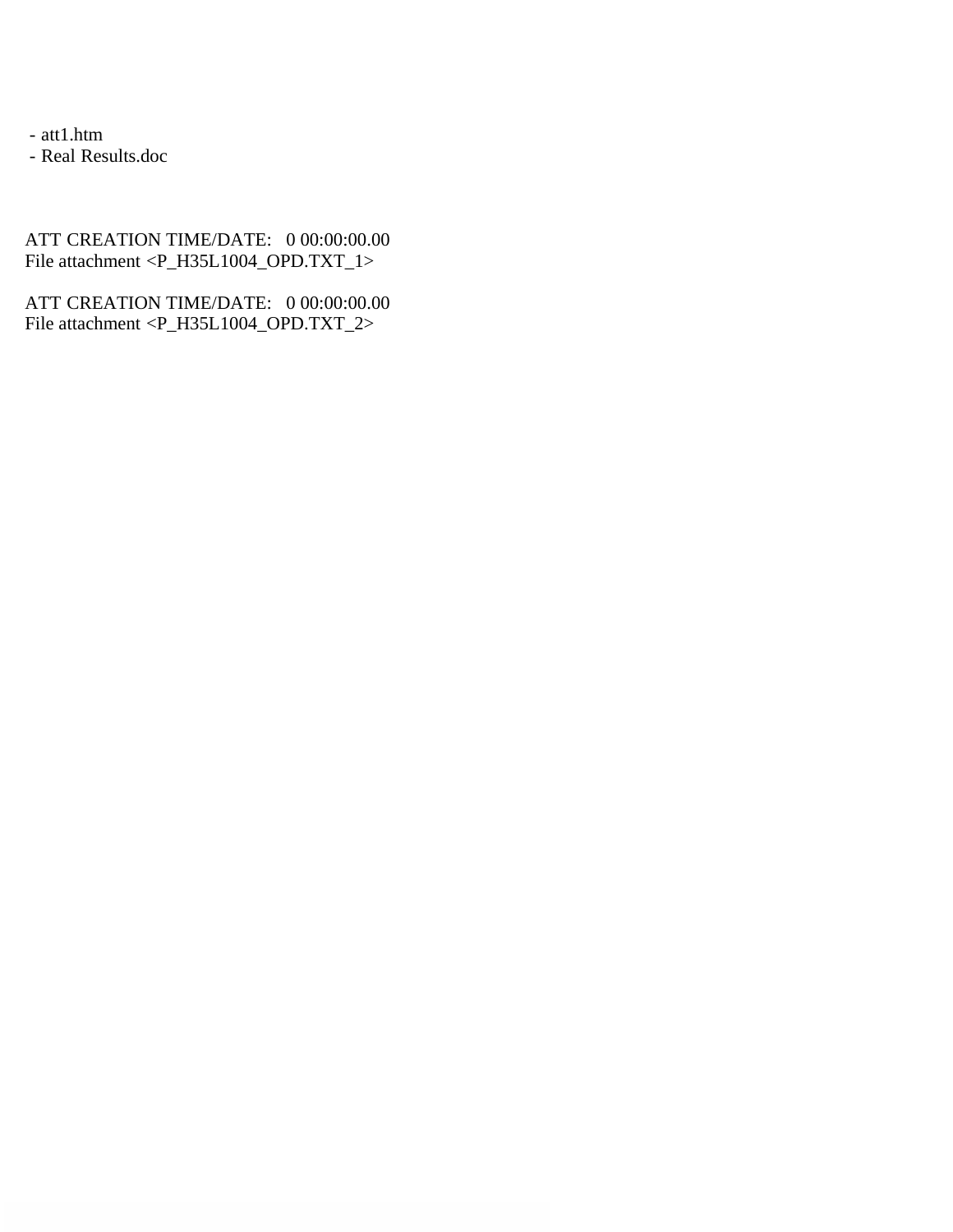- att1.htm
- Real Results.doc

ATT CREATION TIME/DATE: 0 00:00:00.00
File attachment <P_H35L1004_OPD.TXT_1>

ATT CREATION TIME/DATE: 0 00:00:00.00
File attachment <P_H35L1004_OPD.TXT_2>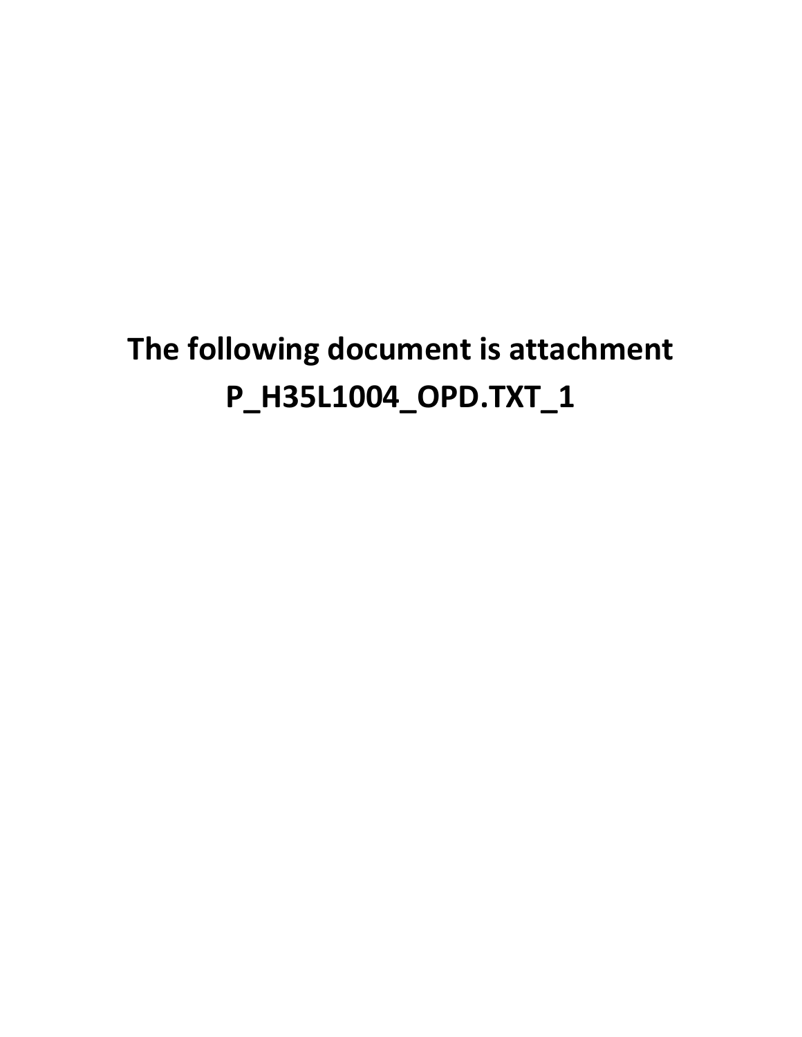**The following document is attachment P_H35L1004_OPD.TXT_1**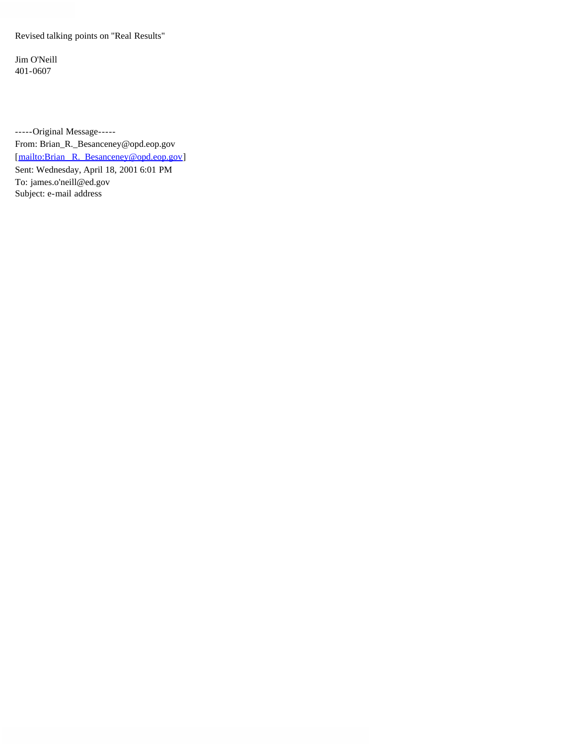Revised talking points on "Real Results"

Jim O'Neill
401-0607

-----Original Message-----
From: Brian_R._Besanceney@opd.eop.gov
[mailto:Brian_R._Besanceney@opd.eop.gov]
Sent: Wednesday, April 18, 2001 6:01 PM
To: james.o'neill@ed.gov
Subject: e-mail address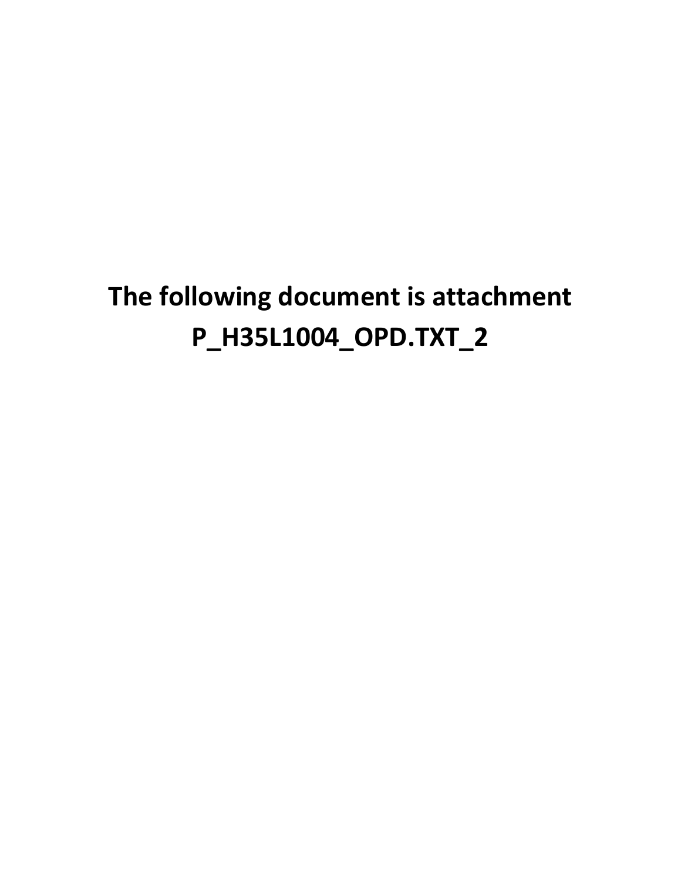**The following document is attachment P_H35L1004_OPD.TXT_2**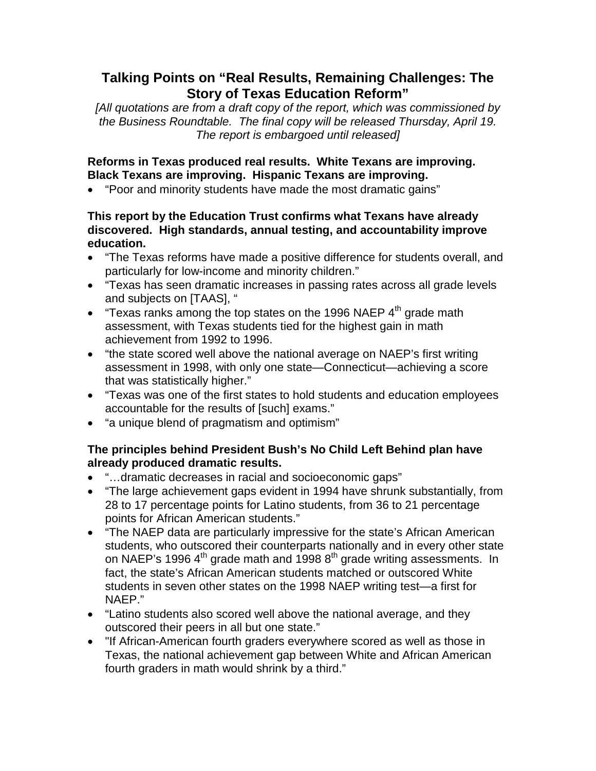# Talking Points on "Real Results, Remaining Challenges: The Story of Texas Education Reform"

*[All quotations are from a draft copy of the report, which was commissioned by the Business Roundtable. The final copy will be released Thursday, April 19. The report is embargoed until released]*

**Reforms in Texas produced real results. White Texans are improving. Black Texans are improving. Hispanic Texans are improving.**

- "Poor and minority students have made the most dramatic gains"

**This report by the Education Trust confirms what Texans have already discovered. High standards, annual testing, and accountability improve education.**

- "The Texas reforms have made a positive difference for students overall, and particularly for low-income and minority children."
- "Texas has seen dramatic increases in passing rates across all grade levels and subjects on [TAAS], "
- "Texas ranks among the top states on the 1996 NAEP 4th grade math assessment, with Texas students tied for the highest gain in math achievement from 1992 to 1996.
- "the state scored well above the national average on NAEP's first writing assessment in 1998, with only one state—Connecticut—achieving a score that was statistically higher."
- "Texas was one of the first states to hold students and education employees accountable for the results of [such] exams."
- "a unique blend of pragmatism and optimism"

**The principles behind President Bush's No Child Left Behind plan have already produced dramatic results.**

- "…dramatic decreases in racial and socioeconomic gaps"
- "The large achievement gaps evident in 1994 have shrunk substantially, from 28 to 17 percentage points for Latino students, from 36 to 21 percentage points for African American students."
- "The NAEP data are particularly impressive for the state's African American students, who outscored their counterparts nationally and in every other state on NAEP's 1996 4th grade math and 1998 8th grade writing assessments. In fact, the state's African American students matched or outscored White students in seven other states on the 1998 NAEP writing test—a first for NAEP."
- "Latino students also scored well above the national average, and they outscored their peers in all but one state."
- "If African-American fourth graders everywhere scored as well as those in Texas, the national achievement gap between White and African American fourth graders in math would shrink by a third."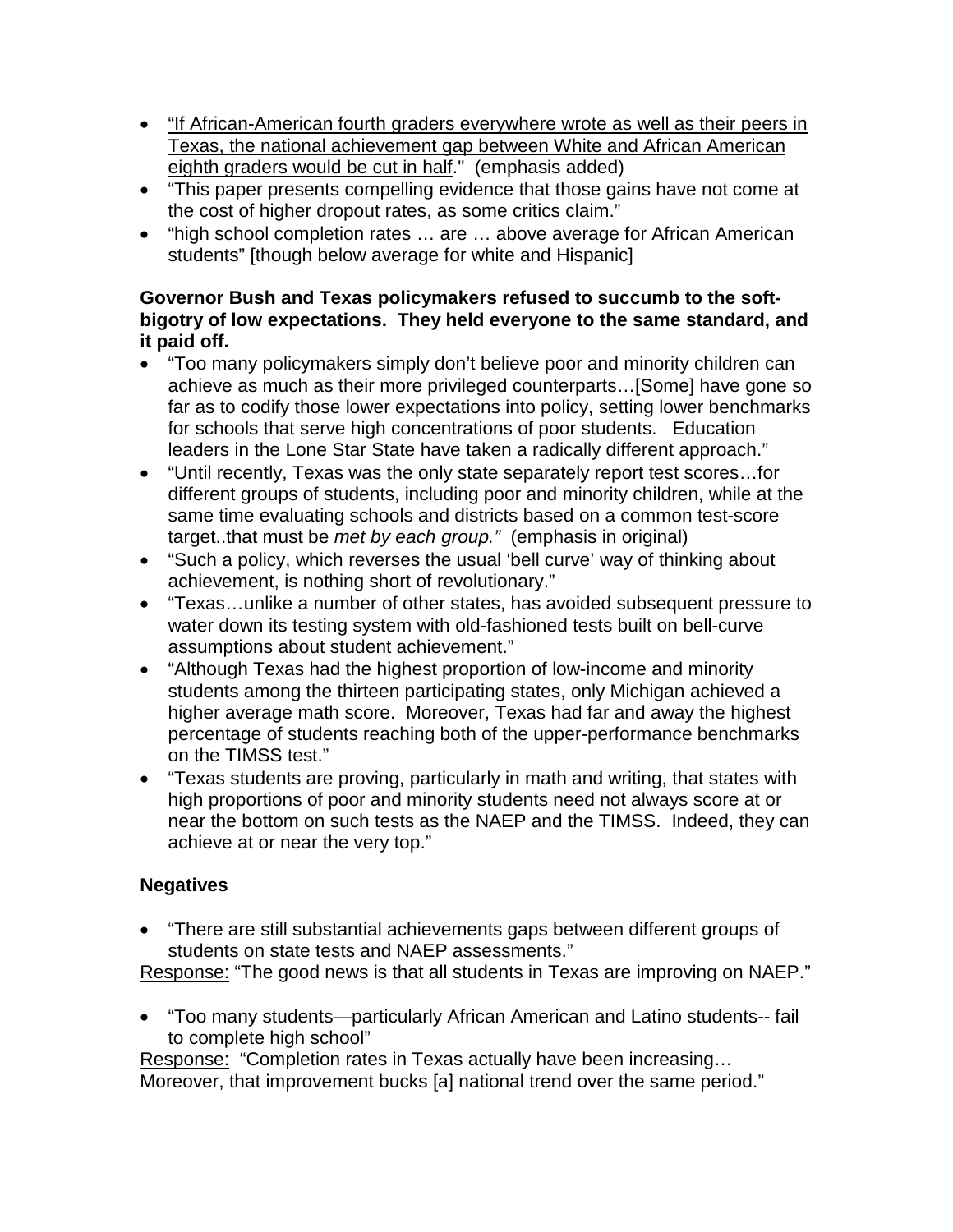- <u>"If African-American fourth graders everywhere wrote as well as their peers in Texas, the national achievement gap between White and African American eighth graders would be cut in half</u>." (emphasis added)
- "This paper presents compelling evidence that those gains have not come at the cost of higher dropout rates, as some critics claim."
- "high school completion rates … are … above average for African American students" [though below average for white and Hispanic]

**Governor Bush and Texas policymakers refused to succumb to the soft-bigotry of low expectations. They held everyone to the same standard, and it paid off.**

- "Too many policymakers simply don't believe poor and minority children can achieve as much as their more privileged counterparts…[Some] have gone so far as to codify those lower expectations into policy, setting lower benchmarks for schools that serve high concentrations of poor students. Education leaders in the Lone Star State have taken a radically different approach."
- "Until recently, Texas was the only state separately report test scores…for different groups of students, including poor and minority children, while at the same time evaluating schools and districts based on a common test-score target..that must be *met by each group."* (emphasis in original)
- "Such a policy, which reverses the usual 'bell curve' way of thinking about achievement, is nothing short of revolutionary."
- "Texas…unlike a number of other states, has avoided subsequent pressure to water down its testing system with old-fashioned tests built on bell-curve assumptions about student achievement."
- "Although Texas had the highest proportion of low-income and minority students among the thirteen participating states, only Michigan achieved a higher average math score. Moreover, Texas had far and away the highest percentage of students reaching both of the upper-performance benchmarks on the TIMSS test."
- "Texas students are proving, particularly in math and writing, that states with high proportions of poor and minority students need not always score at or near the bottom on such tests as the NAEP and the TIMSS. Indeed, they can achieve at or near the very top."

**Negatives**

- "There are still substantial achievements gaps between different groups of students on state tests and NAEP assessments."

<u>Response:</u> "The good news is that all students in Texas are improving on NAEP."

- "Too many students—particularly African American and Latino students-- fail to complete high school"

<u>Response:</u> "Completion rates in Texas actually have been increasing… Moreover, that improvement bucks [a] national trend over the same period."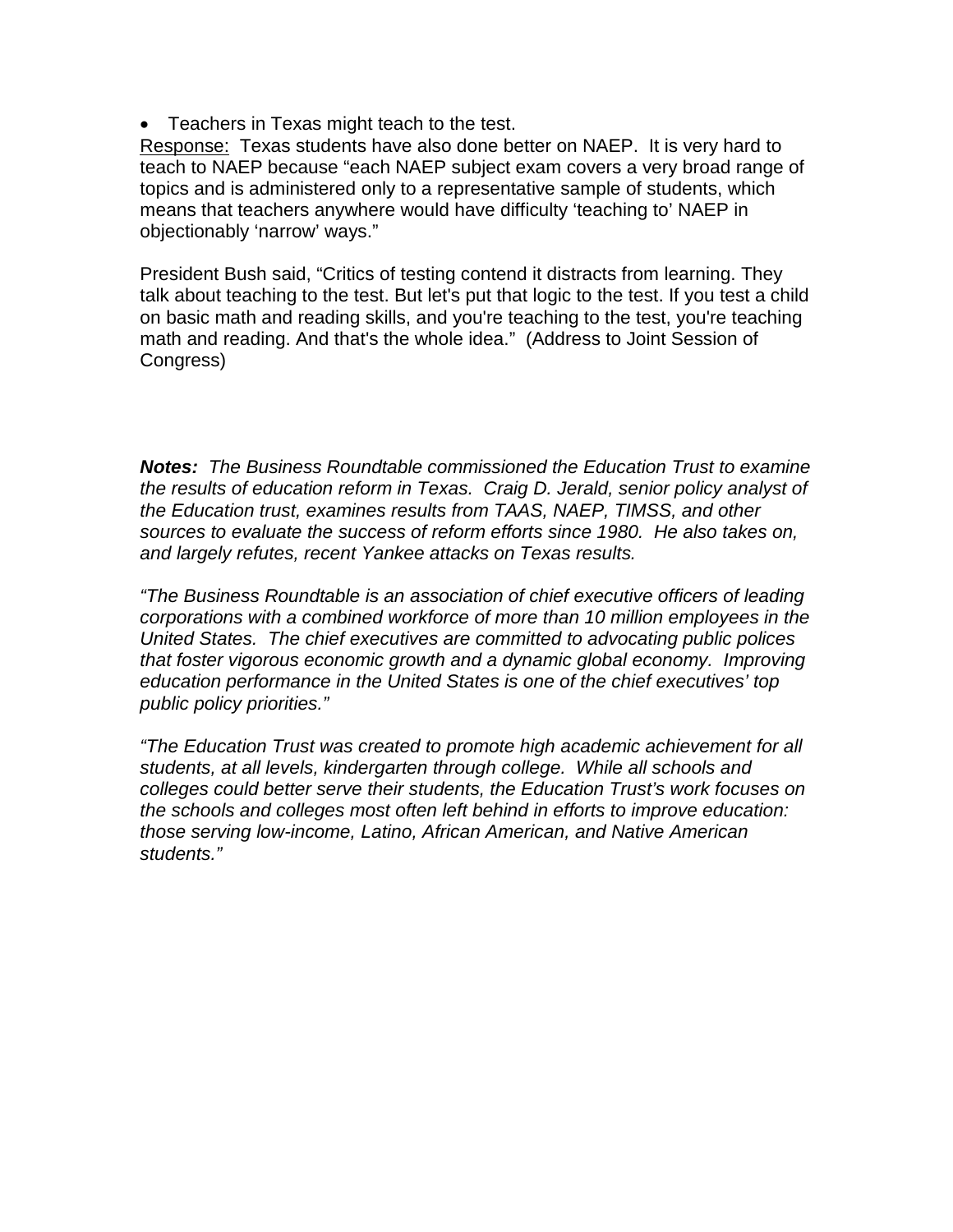- Teachers in Texas might teach to the test.

Response: Texas students have also done better on NAEP. It is very hard to teach to NAEP because "each NAEP subject exam covers a very broad range of topics and is administered only to a representative sample of students, which means that teachers anywhere would have difficulty 'teaching to' NAEP in objectionably 'narrow' ways."

President Bush said, "Critics of testing contend it distracts from learning. They talk about teaching to the test. But let's put that logic to the test. If you test a child on basic math and reading skills, and you're teaching to the test, you're teaching math and reading. And that's the whole idea." (Address to Joint Session of Congress)

***Notes:*** *The Business Roundtable commissioned the Education Trust to examine the results of education reform in Texas. Craig D. Jerald, senior policy analyst of the Education trust, examines results from TAAS, NAEP, TIMSS, and other sources to evaluate the success of reform efforts since 1980. He also takes on, and largely refutes, recent Yankee attacks on Texas results.*

*"The Business Roundtable is an association of chief executive officers of leading corporations with a combined workforce of more than 10 million employees in the United States. The chief executives are committed to advocating public polices that foster vigorous economic growth and a dynamic global economy. Improving education performance in the United States is one of the chief executives' top public policy priorities."*

*"The Education Trust was created to promote high academic achievement for all students, at all levels, kindergarten through college. While all schools and colleges could better serve their students, the Education Trust's work focuses on the schools and colleges most often left behind in efforts to improve education: those serving low-income, Latino, African American, and Native American students."*